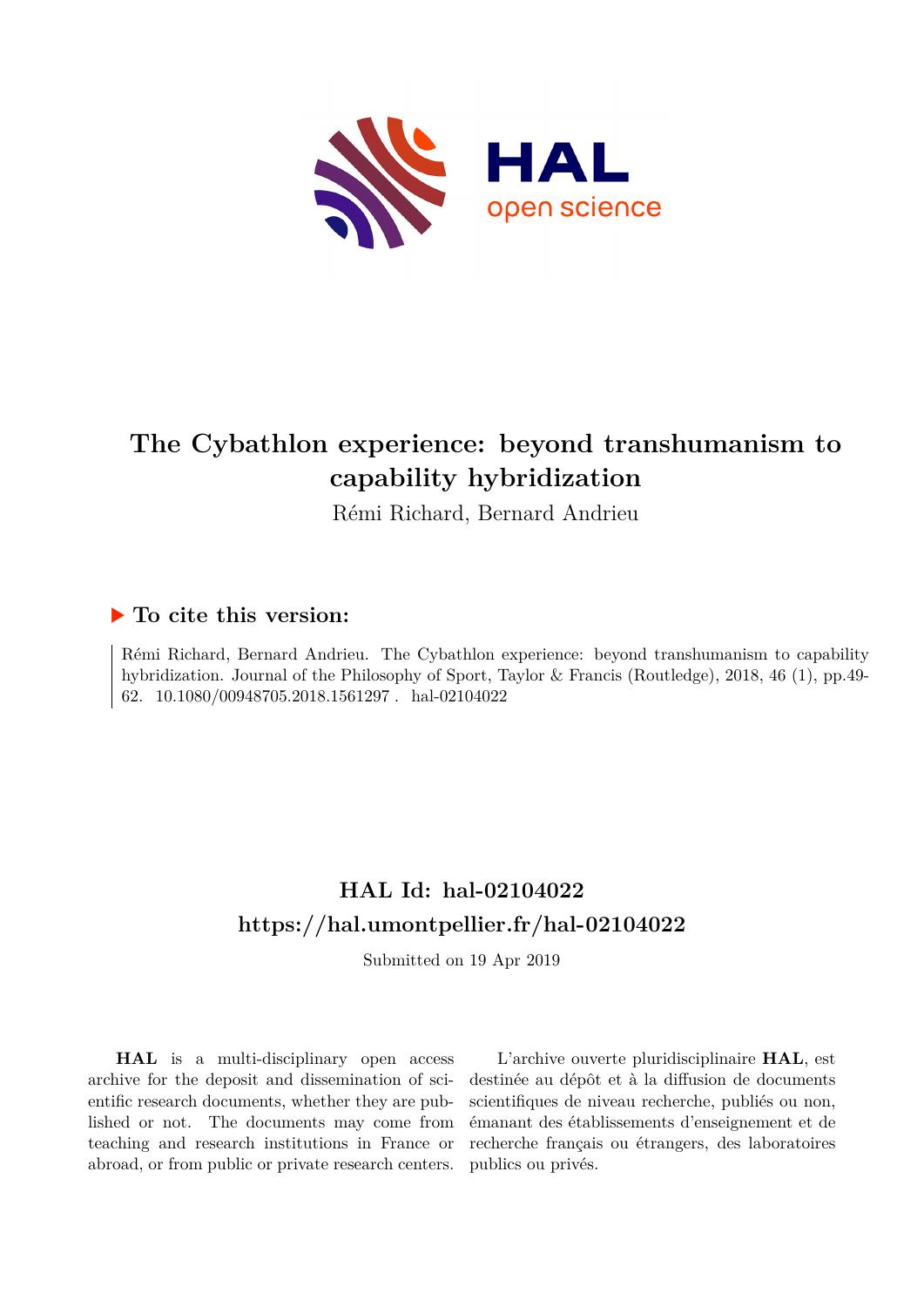# The Cybathlon experience: beyond transhumanism to capability hybridization

Rémi Richard, Bernard Andrieu

## ▶ To cite this version:

Rémi Richard, Bernard Andrieu. The Cybathlon experience: beyond transhumanism to capability hybridization. Journal of the Philosophy of Sport, Taylor & Francis (Routledge), 2018, 46 (1), pp.49-62. 10.1080/00948705.2018.1561297. hal-02104022

## HAL Id: hal-02104022

## https://hal.umontpellier.fr/hal-02104022

Submitted on 19 Apr 2019

**HAL** is a multi-disciplinary open access archive for the deposit and dissemination of scientific research documents, whether they are published or not. The documents may come from teaching and research institutions in France or abroad, or from public or private research centers.

L'archive ouverte pluridisciplinaire **HAL**, est destinée au dépôt et à la diffusion de documents scientifiques de niveau recherche, publiés ou non, émanant des établissements d'enseignement et de recherche français ou étrangers, des laboratoires publics ou privés.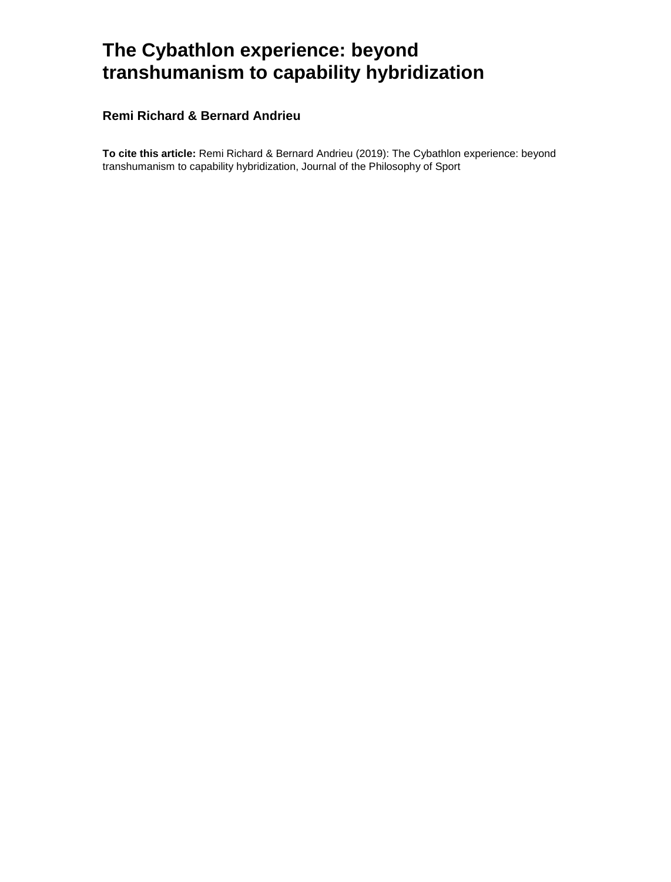# The Cybathlon experience: beyond transhumanism to capability hybridization

**Remi Richard & Bernard Andrieu**

**To cite this article:** Remi Richard & Bernard Andrieu (2019): The Cybathlon experience: beyond transhumanism to capability hybridization, Journal of the Philosophy of Sport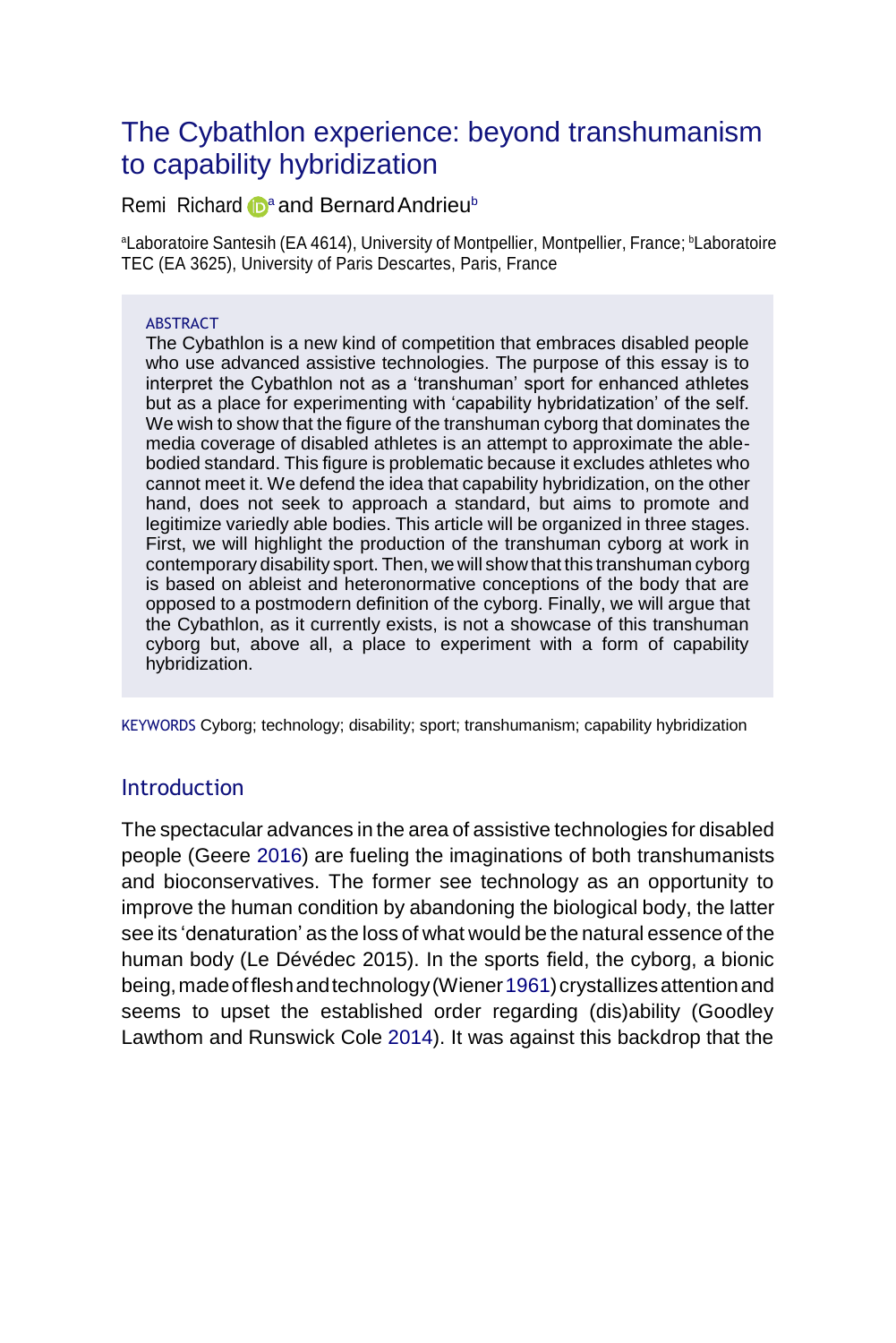# The Cybathlon experience: beyond transhumanism to capability hybridization

Remi Richard [a] and Bernard Andrieu [b]

[a]Laboratoire Santesih (EA 4614), University of Montpellier, Montpellier, France; [b]Laboratoire TEC (EA 3625), University of Paris Descartes, Paris, France

**ABSTRACT**

The Cybathlon is a new kind of competition that embraces disabled people who use advanced assistive technologies. The purpose of this essay is to interpret the Cybathlon not as a 'transhuman' sport for enhanced athletes but as a place for experimenting with 'capability hybridization' of the self. We wish to show that the figure of the transhuman cyborg that dominates the media coverage of disabled athletes is an attempt to approximate the able-bodied standard. This figure is problematic because it excludes athletes who cannot meet it. We defend the idea that capability hybridization, on the other hand, does not seek to approach a standard, but aims to promote and legitimize variedly able bodies. This article will be organized in three stages. First, we will highlight the production of the transhuman cyborg at work in contemporary disability sport. Then, we will show that this transhuman cyborg is based on ableist and heteronormative conceptions of the body that are opposed to a postmodern definition of the cyborg. Finally, we will argue that the Cybathlon, as it currently exists, is not a showcase of this transhuman cyborg but, above all, a place to experiment with a form of capability hybridization.

**KEYWORDS** Cyborg; technology; disability; sport; transhumanism; capability hybridization

## Introduction

The spectacular advances in the area of assistive technologies for disabled people (Geere 2016) are fueling the imaginations of both transhumanists and bioconservatives. The former see technology as an opportunity to improve the human condition by abandoning the biological body, the latter see its 'denaturation' as the loss of what would be the natural essence of the human body (Le Dévédec 2015). In the sports field, the cyborg, a bionic being, made of flesh and technology (Wiener 1961) crystallizes attention and seems to upset the established order regarding (dis)ability (Goodley Lawthom and Runswick Cole 2014). It was against this backdrop that the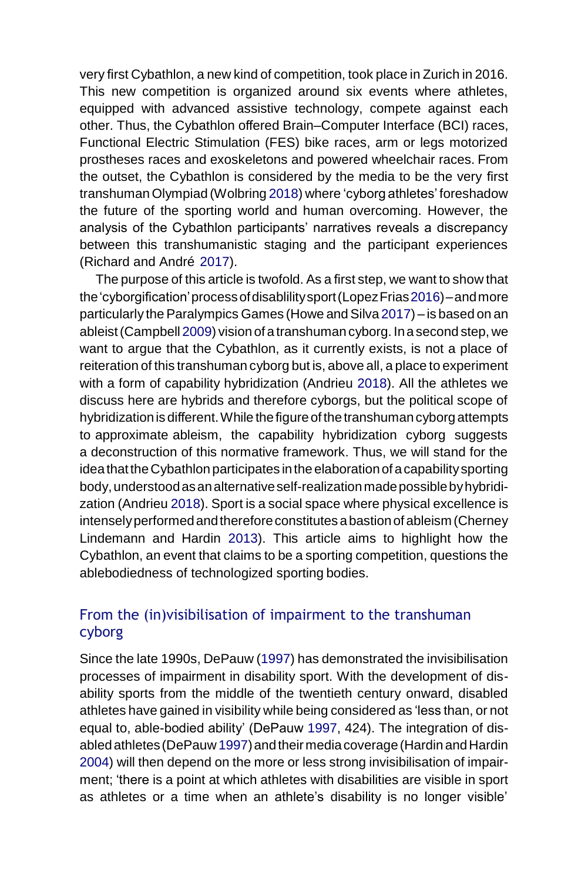very first Cybathlon, a new kind of competition, took place in Zurich in 2016. This new competition is organized around six events where athletes, equipped with advanced assistive technology, compete against each other. Thus, the Cybathlon offered Brain–Computer Interface (BCI) races, Functional Electric Stimulation (FES) bike races, arm or legs motorized prostheses races and exoskeletons and powered wheelchair races. From the outset, the Cybathlon is considered by the media to be the very first transhuman Olympiad (Wolbring 2018) where 'cyborg athletes' foreshadow the future of the sporting world and human overcoming. However, the analysis of the Cybathlon participants' narratives reveals a discrepancy between this transhumanistic staging and the participant experiences (Richard and André 2017).

The purpose of this article is twofold. As a first step, we want to show that the 'cyborgification' process of disablility sport (Lopez Frias 2016) – and more particularly the Paralympics Games (Howe and Silva 2017) – is based on an ableist (Campbell 2009) vision of a transhuman cyborg. In a second step, we want to argue that the Cybathlon, as it currently exists, is not a place of reiteration of this transhuman cyborg but is, above all, a place to experiment with a form of capability hybridization (Andrieu 2018). All the athletes we discuss here are hybrids and therefore cyborgs, but the political scope of hybridization is different. While the figure of the transhuman cyborg attempts to approximate ableism, the capability hybridization cyborg suggests a deconstruction of this normative framework. Thus, we will stand for the idea that the Cybathlon participates in the elaboration of a capability sporting body, understood as an alternative self-realization made possible by hybridization (Andrieu 2018). Sport is a social space where physical excellence is intensely performed and therefore constitutes a bastion of ableism (Cherney Lindemann and Hardin 2013). This article aims to highlight how the Cybathlon, an event that claims to be a sporting competition, questions the ablebodiedness of technologized sporting bodies.

## From the (in)visibilisation of impairment to the transhuman cyborg

Since the late 1990s, DePauw (1997) has demonstrated the invisibilisation processes of impairment in disability sport. With the development of disability sports from the middle of the twentieth century onward, disabled athletes have gained in visibility while being considered as 'less than, or not equal to, able-bodied ability' (DePauw 1997, 424). The integration of disabled athletes (DePauw 1997) and their media coverage (Hardin and Hardin 2004) will then depend on the more or less strong invisibilisation of impairment; 'there is a point at which athletes with disabilities are visible in sport as athletes or a time when an athlete's disability is no longer visible'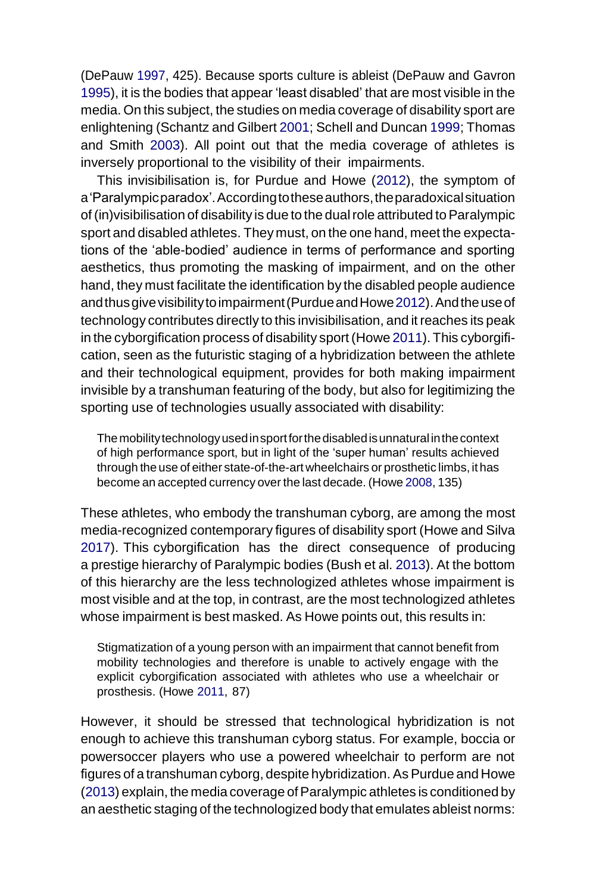(DePauw 1997, 425). Because sports culture is ableist (DePauw and Gavron 1995), it is the bodies that appear 'least disabled' that are most visible in the media. On this subject, the studies on media coverage of disability sport are enlightening (Schantz and Gilbert 2001; Schell and Duncan 1999; Thomas and Smith 2003). All point out that the media coverage of athletes is inversely proportional to the visibility of their impairments.

This invisibilisation is, for Purdue and Howe (2012), the symptom of a 'Paralympic paradox'. According to these authors, the paradoxical situation of (in)visibilisation of disability is due to the dual role attributed to Paralympic sport and disabled athletes. They must, on the one hand, meet the expectations of the 'able-bodied' audience in terms of performance and sporting aesthetics, thus promoting the masking of impairment, and on the other hand, they must facilitate the identification by the disabled people audience and thus give visibility to impairment (Purdue and Howe 2012). And the use of technology contributes directly to this invisibilisation, and it reaches its peak in the cyborgification process of disability sport (Howe 2011). This cyborgification, seen as the futuristic staging of a hybridization between the athlete and their technological equipment, provides for both making impairment invisible by a transhuman featuring of the body, but also for legitimizing the sporting use of technologies usually associated with disability:

> The mobility technology used in sport for the disabled is unnatural in the context of high performance sport, but in light of the 'super human' results achieved through the use of either state-of-the-art wheelchairs or prosthetic limbs, it has become an accepted currency over the last decade. (Howe 2008, 135)

These athletes, who embody the transhuman cyborg, are among the most media-recognized contemporary figures of disability sport (Howe and Silva 2017). This cyborgification has the direct consequence of producing a prestige hierarchy of Paralympic bodies (Bush et al. 2013). At the bottom of this hierarchy are the less technologized athletes whose impairment is most visible and at the top, in contrast, are the most technologized athletes whose impairment is best masked. As Howe points out, this results in:

> Stigmatization of a young person with an impairment that cannot benefit from mobility technologies and therefore is unable to actively engage with the explicit cyborgification associated with athletes who use a wheelchair or prosthesis. (Howe 2011, 87)

However, it should be stressed that technological hybridization is not enough to achieve this transhuman cyborg status. For example, boccia or powersoccer players who use a powered wheelchair to perform are not figures of a transhuman cyborg, despite hybridization. As Purdue and Howe (2013) explain, the media coverage of Paralympic athletes is conditioned by an aesthetic staging of the technologized body that emulates ableist norms: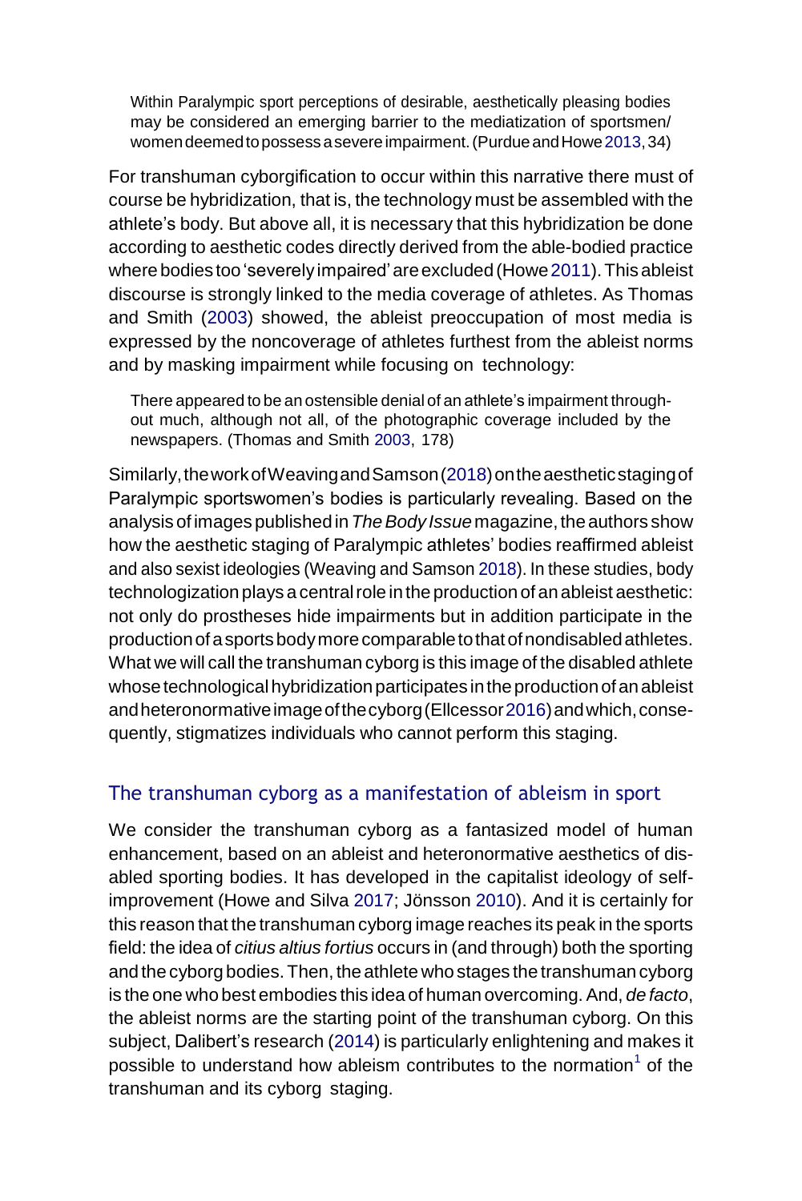> Within Paralympic sport perceptions of desirable, aesthetically pleasing bodies may be considered an emerging barrier to the mediatization of sportsmen/women deemed to possess a severe impairment. (Purdue and Howe 2013, 34)

For transhuman cyborgification to occur within this narrative there must of course be hybridization, that is, the technology must be assembled with the athlete's body. But above all, it is necessary that this hybridization be done according to aesthetic codes directly derived from the able-bodied practice where bodies too 'severely impaired' are excluded (Howe 2011). This ableist discourse is strongly linked to the media coverage of athletes. As Thomas and Smith (2003) showed, the ableist preoccupation of most media is expressed by the noncoverage of athletes furthest from the ableist norms and by masking impairment while focusing on technology:

> There appeared to be an ostensible denial of an athlete's impairment throughout much, although not all, of the photographic coverage included by the newspapers. (Thomas and Smith 2003, 178)

Similarly, the work of Weaving and Samson (2018) on the aesthetic staging of Paralympic sportswomen's bodies is particularly revealing. Based on the analysis of images published in *The Body Issue* magazine, the authors show how the aesthetic staging of Paralympic athletes' bodies reaffirmed ableist and also sexist ideologies (Weaving and Samson 2018). In these studies, body technologization plays a central role in the production of an ableist aesthetic: not only do prostheses hide impairments but in addition participate in the production of a sports body more comparable to that of nondisabled athletes. What we will call the transhuman cyborg is this image of the disabled athlete whose technological hybridization participates in the production of an ableist and heteronormative image of the cyborg (Ellcessor 2016) and which, consequently, stigmatizes individuals who cannot perform this staging.

## The transhuman cyborg as a manifestation of ableism in sport

We consider the transhuman cyborg as a fantasized model of human enhancement, based on an ableist and heteronormative aesthetics of disabled sporting bodies. It has developed in the capitalist ideology of self-improvement (Howe and Silva 2017; Jönsson 2010). And it is certainly for this reason that the transhuman cyborg image reaches its peak in the sports field: the idea of *citius altius fortius* occurs in (and through) both the sporting and the cyborg bodies. Then, the athlete who stages the transhuman cyborg is the one who best embodies this idea of human overcoming. And, *de facto*, the ableist norms are the starting point of the transhuman cyborg. On this subject, Dalibert's research (2014) is particularly enlightening and makes it possible to understand how ableism contributes to the normation[1] of the transhuman and its cyborg staging.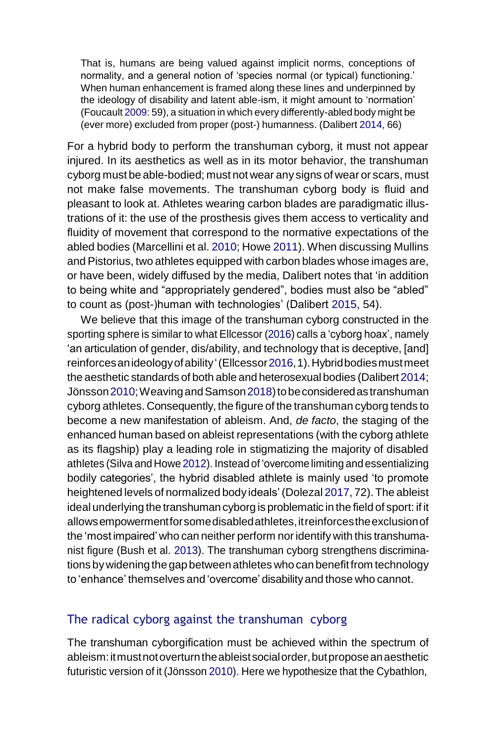> That is, humans are being valued against implicit norms, conceptions of normality, and a general notion of 'species normal (or typical) functioning.' When human enhancement is framed along these lines and underpinned by the ideology of disability and latent able-ism, it might amount to 'normation' (Foucault 2009: 59), a situation in which every differently-abled body might be (ever more) excluded from proper (post-) humanness. (Dalibert 2014, 66)

For a hybrid body to perform the transhuman cyborg, it must not appear injured. In its aesthetics as well as in its motor behavior, the transhuman cyborg must be able-bodied; must not wear any signs of wear or scars, must not make false movements. The transhuman cyborg body is fluid and pleasant to look at. Athletes wearing carbon blades are paradigmatic illustrations of it: the use of the prosthesis gives them access to verticality and fluidity of movement that correspond to the normative expectations of the abled bodies (Marcellini et al. 2010; Howe 2011). When discussing Mullins and Pistorius, two athletes equipped with carbon blades whose images are, or have been, widely diffused by the media, Dalibert notes that 'in addition to being white and "appropriately gendered", bodies must also be "abled" to count as (post-)human with technologies' (Dalibert 2015, 54).

We believe that this image of the transhuman cyborg constructed in the sporting sphere is similar to what Ellcessor (2016) calls a 'cyborg hoax', namely 'an articulation of gender, dis/ability, and technology that is deceptive, [and] reinforces an ideology of ability' (Ellcessor 2016, 1). Hybrid bodies must meet the aesthetic standards of both able and heterosexual bodies (Dalibert 2014; Jönsson 2010; Weaving and Samson 2018) to be considered as transhuman cyborg athletes. Consequently, the figure of the transhuman cyborg tends to become a new manifestation of ableism. And, *de facto*, the staging of the enhanced human based on ableist representations (with the cyborg athlete as its flagship) play a leading role in stigmatizing the majority of disabled athletes (Silva and Howe 2012). Instead of 'overcome limiting and essentializing bodily categories', the hybrid disabled athlete is mainly used 'to promote heightened levels of normalized body ideals' (Dolezal 2017, 72). The ableist ideal underlying the transhuman cyborg is problematic in the field of sport: if it allows empowerment for some disabled athletes, it reinforces the exclusion of the 'most impaired' who can neither perform nor identify with this transhumanist figure (Bush et al. 2013). The transhuman cyborg strengthens discriminations by widening the gap between athletes who can benefit from technology to 'enhance' themselves and 'overcome' disability and those who cannot.

## The radical cyborg against the transhuman cyborg

The transhuman cyborgification must be achieved within the spectrum of ableism: it must not overturn the ableist social order, but propose an aesthetic futuristic version of it (Jönsson 2010). Here we hypothesize that the Cybathlon,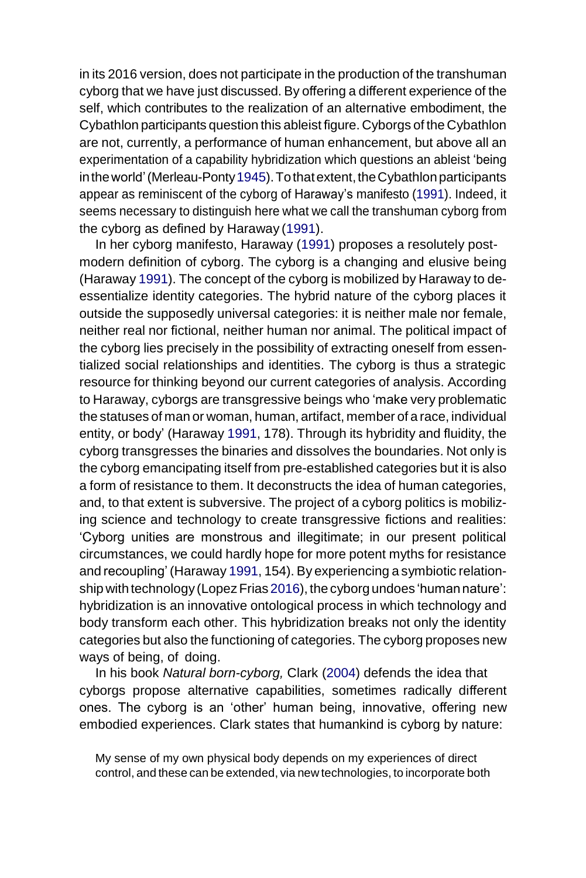in its 2016 version, does not participate in the production of the transhuman cyborg that we have just discussed. By offering a different experience of the self, which contributes to the realization of an alternative embodiment, the Cybathlon participants question this ableist figure. Cyborgs of the Cybathlon are not, currently, a performance of human enhancement, but above all an experimentation of a capability hybridization which questions an ableist 'being in the world' (Merleau-Ponty 1945). To that extent, the Cybathlon participants appear as reminiscent of the cyborg of Haraway's manifesto (1991). Indeed, it seems necessary to distinguish here what we call the transhuman cyborg from the cyborg as defined by Haraway (1991).

In her cyborg manifesto, Haraway (1991) proposes a resolutely post-modern definition of cyborg. The cyborg is a changing and elusive being (Haraway 1991). The concept of the cyborg is mobilized by Haraway to de-essentialize identity categories. The hybrid nature of the cyborg places it outside the supposedly universal categories: it is neither male nor female, neither real nor fictional, neither human nor animal. The political impact of the cyborg lies precisely in the possibility of extracting oneself from essentialized social relationships and identities. The cyborg is thus a strategic resource for thinking beyond our current categories of analysis. According to Haraway, cyborgs are transgressive beings who 'make very problematic the statuses of man or woman, human, artifact, member of a race, individual entity, or body' (Haraway 1991, 178). Through its hybridity and fluidity, the cyborg transgresses the binaries and dissolves the boundaries. Not only is the cyborg emancipating itself from pre-established categories but it is also a form of resistance to them. It deconstructs the idea of human categories, and, to that extent is subversive. The project of a cyborg politics is mobilizing science and technology to create transgressive fictions and realities: 'Cyborg unities are monstrous and illegitimate; in our present political circumstances, we could hardly hope for more potent myths for resistance and recoupling' (Haraway 1991, 154). By experiencing a symbiotic relationship with technology (Lopez Frias 2016), the cyborg undoes 'human nature': hybridization is an innovative ontological process in which technology and body transform each other. This hybridization breaks not only the identity categories but also the functioning of categories. The cyborg proposes new ways of being, of doing.

In his book *Natural born-cyborg,* Clark (2004) defends the idea that cyborgs propose alternative capabilities, sometimes radically different ones. The cyborg is an 'other' human being, innovative, offering new embodied experiences. Clark states that humankind is cyborg by nature:

> My sense of my own physical body depends on my experiences of direct control, and these can be extended, via new technologies, to incorporate both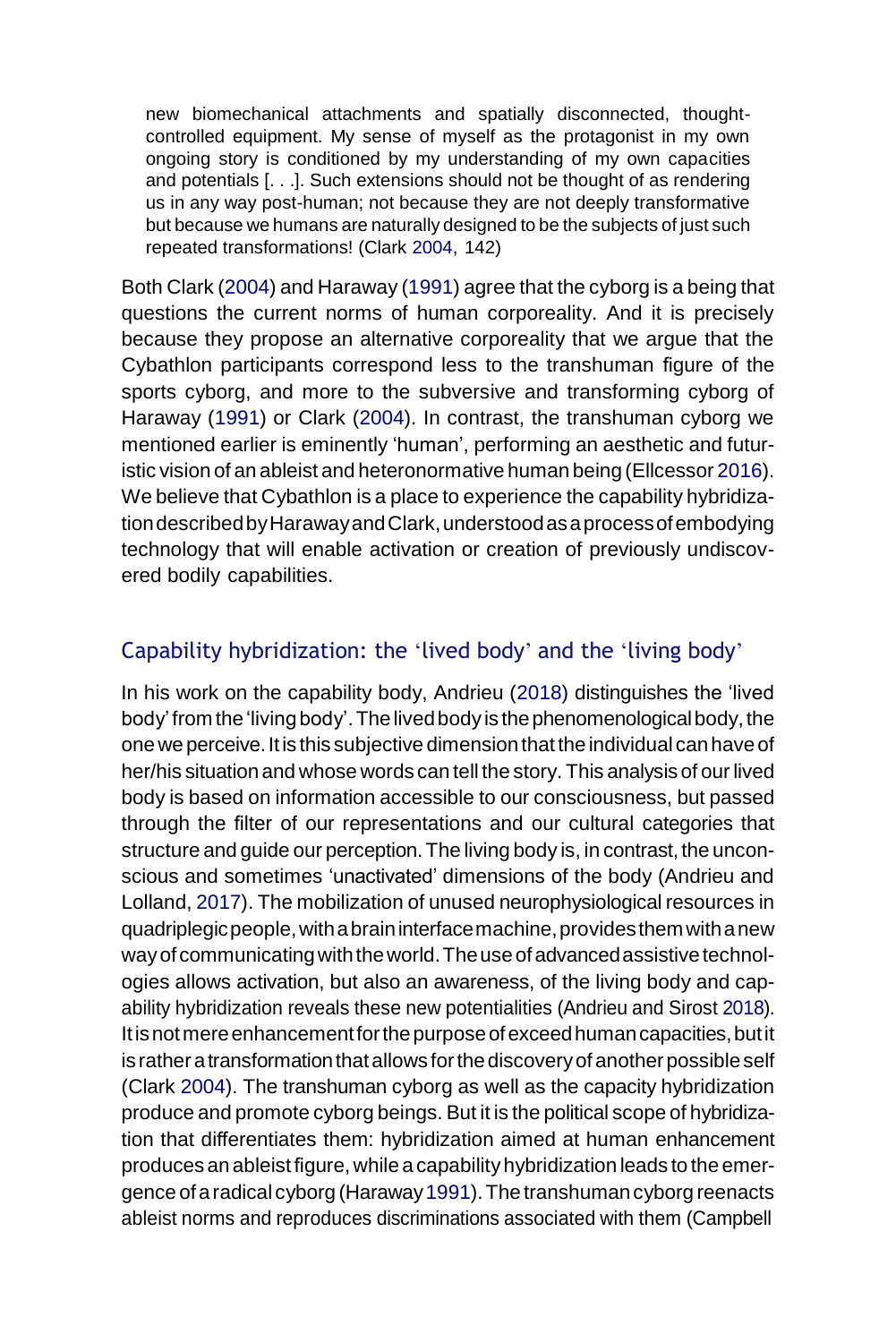> new biomechanical attachments and spatially disconnected, thought-controlled equipment. My sense of myself as the protagonist in my own ongoing story is conditioned by my understanding of my own capacities and potentials [. . .]. Such extensions should not be thought of as rendering us in any way post-human; not because they are not deeply transformative but because we humans are naturally designed to be the subjects of just such repeated transformations! (Clark 2004, 142)

Both Clark (2004) and Haraway (1991) agree that the cyborg is a being that questions the current norms of human corporeality. And it is precisely because they propose an alternative corporeality that we argue that the Cybathlon participants correspond less to the transhuman figure of the sports cyborg, and more to the subversive and transforming cyborg of Haraway (1991) or Clark (2004). In contrast, the transhuman cyborg we mentioned earlier is eminently 'human', performing an aesthetic and futuristic vision of an ableist and heteronormative human being (Ellcessor 2016). We believe that Cybathlon is a place to experience the capability hybridization described by Haraway and Clark, understood as a process of embodying technology that will enable activation or creation of previously undiscovered bodily capabilities.

## Capability hybridization: the 'lived body' and the 'living body'

In his work on the capability body, Andrieu (2018) distinguishes the 'lived body' from the 'living body'. The lived body is the phenomenological body, the one we perceive. It is this subjective dimension that the individual can have of her/his situation and whose words can tell the story. This analysis of our lived body is based on information accessible to our consciousness, but passed through the filter of our representations and our cultural categories that structure and guide our perception. The living body is, in contrast, the unconscious and sometimes 'unactivated' dimensions of the body (Andrieu and Lolland, 2017). The mobilization of unused neurophysiological resources in quadriplegic people, with a brain interface machine, provides them with a new way of communicating with the world. The use of advanced assistive technologies allows activation, but also an awareness, of the living body and capability hybridization reveals these new potentialities (Andrieu and Sirost 2018). It is not mere enhancement for the purpose of exceed human capacities, but it is rather a transformation that allows for the discovery of another possible self (Clark 2004). The transhuman cyborg as well as the capacity hybridization produce and promote cyborg beings. But it is the political scope of hybridization that differentiates them: hybridization aimed at human enhancement produces an ableist figure, while a capability hybridization leads to the emergence of a radical cyborg (Haraway 1991). The transhuman cyborg reenacts ableist norms and reproduces discriminations associated with them (Campbell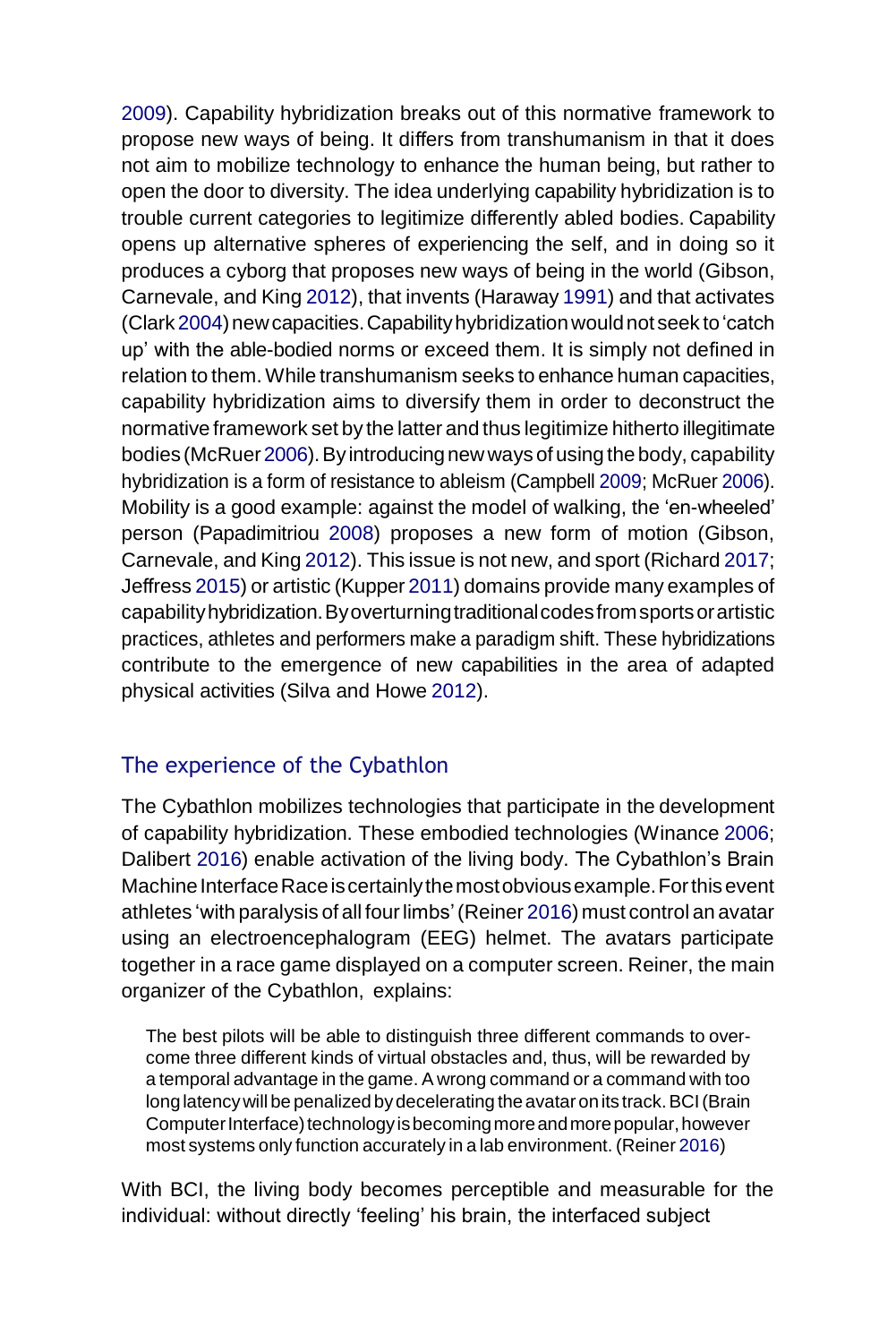2009). Capability hybridization breaks out of this normative framework to propose new ways of being. It differs from transhumanism in that it does not aim to mobilize technology to enhance the human being, but rather to open the door to diversity. The idea underlying capability hybridization is to trouble current categories to legitimize differently abled bodies. Capability opens up alternative spheres of experiencing the self, and in doing so it produces a cyborg that proposes new ways of being in the world (Gibson, Carnevale, and King 2012), that invents (Haraway 1991) and that activates (Clark 2004) new capacities. Capability hybridization would not seek to 'catch up' with the able-bodied norms or exceed them. It is simply not defined in relation to them. While transhumanism seeks to enhance human capacities, capability hybridization aims to diversify them in order to deconstruct the normative framework set by the latter and thus legitimize hitherto illegitimate bodies (McRuer 2006). By introducing new ways of using the body, capability hybridization is a form of resistance to ableism (Campbell 2009; McRuer 2006). Mobility is a good example: against the model of walking, the 'en-wheeled' person (Papadimitriou 2008) proposes a new form of motion (Gibson, Carnevale, and King 2012). This issue is not new, and sport (Richard 2017; Jeffress 2015) or artistic (Kupper 2011) domains provide many examples of capability hybridization. By overturning traditional codes from sports or artistic practices, athletes and performers make a paradigm shift. These hybridizations contribute to the emergence of new capabilities in the area of adapted physical activities (Silva and Howe 2012).

## The experience of the Cybathlon

The Cybathlon mobilizes technologies that participate in the development of capability hybridization. These embodied technologies (Winance 2006; Dalibert 2016) enable activation of the living body. The Cybathlon's Brain Machine Interface Race is certainly the most obvious example. For this event athletes 'with paralysis of all four limbs' (Reiner 2016) must control an avatar using an electroencephalogram (EEG) helmet. The avatars participate together in a race game displayed on a computer screen. Reiner, the main organizer of the Cybathlon, explains:

> The best pilots will be able to distinguish three different commands to overcome three different kinds of virtual obstacles and, thus, will be rewarded by a temporal advantage in the game. A wrong command or a command with too long latency will be penalized by decelerating the avatar on its track. BCI (Brain Computer Interface) technology is becoming more and more popular, however most systems only function accurately in a lab environment. (Reiner 2016)

With BCI, the living body becomes perceptible and measurable for the individual: without directly 'feeling' his brain, the interfaced subject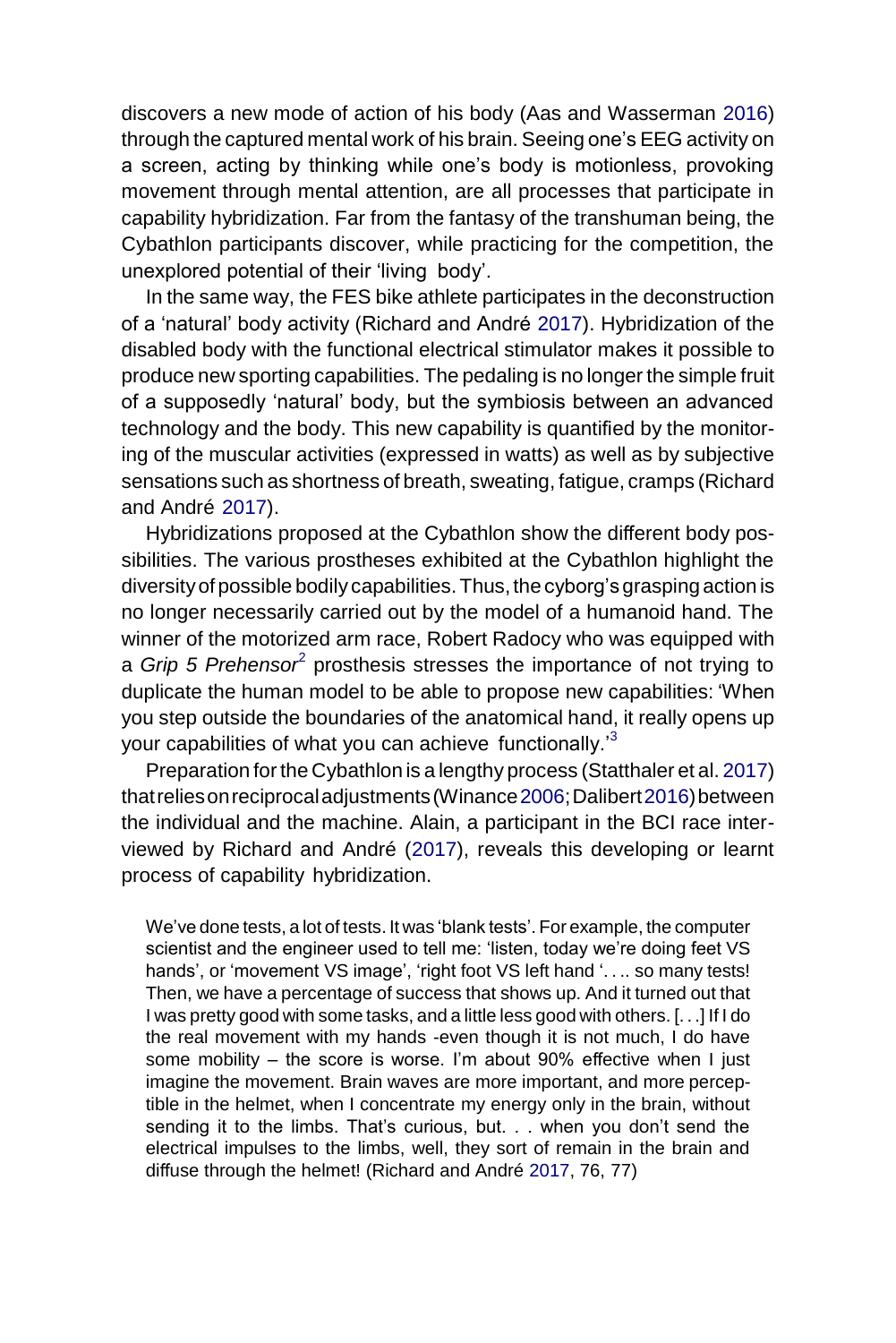discovers a new mode of action of his body (Aas and Wasserman 2016) through the captured mental work of his brain. Seeing one's EEG activity on a screen, acting by thinking while one's body is motionless, provoking movement through mental attention, are all processes that participate in capability hybridization. Far from the fantasy of the transhuman being, the Cybathlon participants discover, while practicing for the competition, the unexplored potential of their 'living body'.

In the same way, the FES bike athlete participates in the deconstruction of a 'natural' body activity (Richard and André 2017). Hybridization of the disabled body with the functional electrical stimulator makes it possible to produce new sporting capabilities. The pedaling is no longer the simple fruit of a supposedly 'natural' body, but the symbiosis between an advanced technology and the body. This new capability is quantified by the monitoring of the muscular activities (expressed in watts) as well as by subjective sensations such as shortness of breath, sweating, fatigue, cramps (Richard and André 2017).

Hybridizations proposed at the Cybathlon show the different body possibilities. The various prostheses exhibited at the Cybathlon highlight the diversity of possible bodily capabilities. Thus, the cyborg's grasping action is no longer necessarily carried out by the model of a humanoid hand. The winner of the motorized arm race, Robert Radocy who was equipped with a *Grip 5 Prehensor*[2] prosthesis stresses the importance of not trying to duplicate the human model to be able to propose new capabilities: 'When you step outside the boundaries of the anatomical hand, it really opens up your capabilities of what you can achieve functionally.'[3]

Preparation for the Cybathlon is a lengthy process (Statthaler et al. 2017) that relies on reciprocal adjustments (Winance 2006; Dalibert 2016) between the individual and the machine. Alain, a participant in the BCI race interviewed by Richard and André (2017), reveals this developing or learnt process of capability hybridization.

> We've done tests, a lot of tests. It was 'blank tests'. For example, the computer scientist and the engineer used to tell me: 'listen, today we're doing feet VS hands', or 'movement VS image', 'right foot VS left hand '. . .. so many tests! Then, we have a percentage of success that shows up. And it turned out that I was pretty good with some tasks, and a little less good with others. [. . .] If I do the real movement with my hands -even though it is not much, I do have some mobility – the score is worse. I'm about 90% effective when I just imagine the movement. Brain waves are more important, and more perceptible in the helmet, when I concentrate my energy only in the brain, without sending it to the limbs. That's curious, but. . . when you don't send the electrical impulses to the limbs, well, they sort of remain in the brain and diffuse through the helmet! (Richard and André 2017, 76, 77)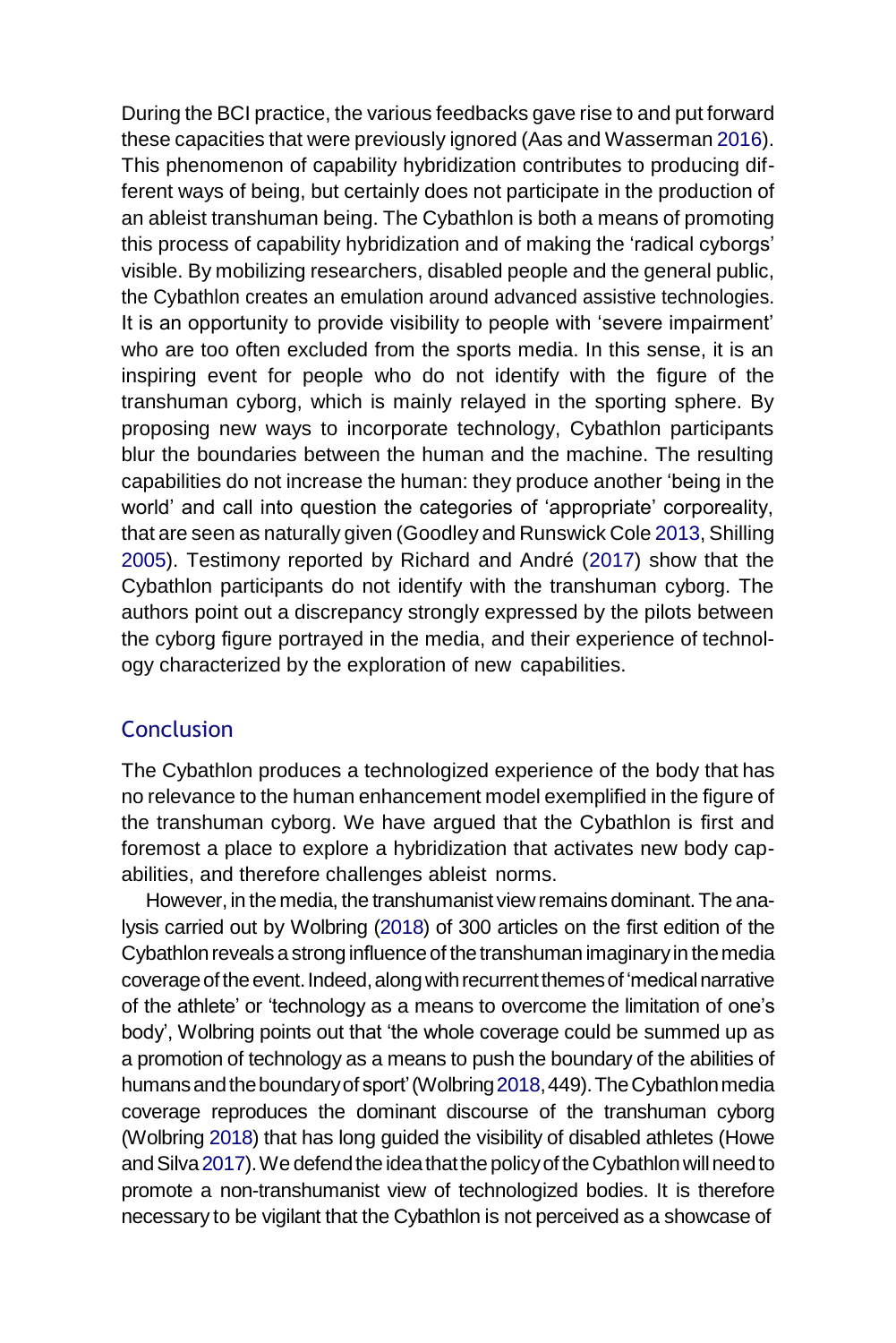During the BCI practice, the various feedbacks gave rise to and put forward these capacities that were previously ignored (Aas and Wasserman 2016). This phenomenon of capability hybridization contributes to producing different ways of being, but certainly does not participate in the production of an ableist transhuman being. The Cybathlon is both a means of promoting this process of capability hybridization and of making the 'radical cyborgs' visible. By mobilizing researchers, disabled people and the general public, the Cybathlon creates an emulation around advanced assistive technologies. It is an opportunity to provide visibility to people with 'severe impairment' who are too often excluded from the sports media. In this sense, it is an inspiring event for people who do not identify with the figure of the transhuman cyborg, which is mainly relayed in the sporting sphere. By proposing new ways to incorporate technology, Cybathlon participants blur the boundaries between the human and the machine. The resulting capabilities do not increase the human: they produce another 'being in the world' and call into question the categories of 'appropriate' corporeality, that are seen as naturally given (Goodley and Runswick Cole 2013, Shilling 2005). Testimony reported by Richard and André (2017) show that the Cybathlon participants do not identify with the transhuman cyborg. The authors point out a discrepancy strongly expressed by the pilots between the cyborg figure portrayed in the media, and their experience of technology characterized by the exploration of new capabilities.

## Conclusion

The Cybathlon produces a technologized experience of the body that has no relevance to the human enhancement model exemplified in the figure of the transhuman cyborg. We have argued that the Cybathlon is first and foremost a place to explore a hybridization that activates new body capabilities, and therefore challenges ableist norms.

However, in the media, the transhumanist view remains dominant. The analysis carried out by Wolbring (2018) of 300 articles on the first edition of the Cybathlon reveals a strong influence of the transhuman imaginary in the media coverage of the event. Indeed, along with recurrent themes of 'medical narrative of the athlete' or 'technology as a means to overcome the limitation of one's body', Wolbring points out that 'the whole coverage could be summed up as a promotion of technology as a means to push the boundary of the abilities of humans and the boundary of sport' (Wolbring 2018, 449). The Cybathlon media coverage reproduces the dominant discourse of the transhuman cyborg (Wolbring 2018) that has long guided the visibility of disabled athletes (Howe and Silva 2017). We defend the idea that the policy of the Cybathlon will need to promote a non-transhumanist view of technologized bodies. It is therefore necessary to be vigilant that the Cybathlon is not perceived as a showcase of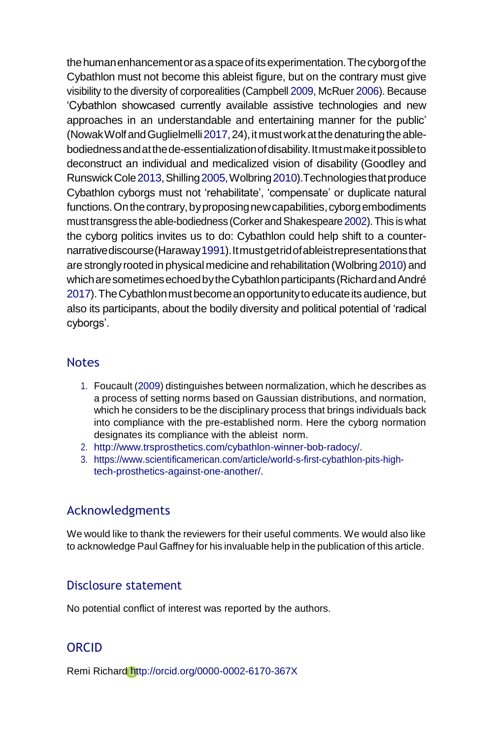the human enhancement or as a space of its experimentation. The cyborg of the Cybathlon must not become this ableist figure, but on the contrary must give visibility to the diversity of corporealities (Campbell 2009, McRuer 2006). Because 'Cybathlon showcased currently available assistive technologies and new approaches in an understandable and entertaining manner for the public' (Nowak Wolf and Guglielmelli 2017, 24), it must work at the denaturing the able-bodiedness and at the de-essentialization of disability. It must make it possible to deconstruct an individual and medicalized vision of disability (Goodley and Runswick Cole 2013, Shilling 2005, Wolbring 2010). Technologies that produce Cybathlon cyborgs must not 'rehabilitate', 'compensate' or duplicate natural functions. On the contrary, by proposing new capabilities, cyborg embodiments must transgress the able-bodiedness (Corker and Shakespeare 2002). This is what the cyborg politics invites us to do: Cybathlon could help shift to a counter-narrative discourse (Haraway 1991). It must get rid of ableist representations that are strongly rooted in physical medicine and rehabilitation (Wolbring 2010) and which are sometimes echoed by the Cybathlon participants (Richard and André 2017). The Cybathlon must become an opportunity to educate its audience, but also its participants, about the bodily diversity and political potential of 'radical cyborgs'.

## Notes

1. Foucault (2009) distinguishes between normalization, which he describes as a process of setting norms based on Gaussian distributions, and normation, which he considers to be the disciplinary process that brings individuals back into compliance with the pre-established norm. Here the cyborg normation designates its compliance with the ableist norm.
2. http://www.trsprosthetics.com/cybathlon-winner-bob-radocy/.
3. https://www.scientificamerican.com/article/world-s-first-cybathlon-pits-high-tech-prosthetics-against-one-another/.

## Acknowledgments

We would like to thank the reviewers for their useful comments. We would also like to acknowledge Paul Gaffney for his invaluable help in the publication of this article.

## Disclosure statement

No potential conflict of interest was reported by the authors.

## ORCID

Remi Richard http://orcid.org/0000-0002-6170-367X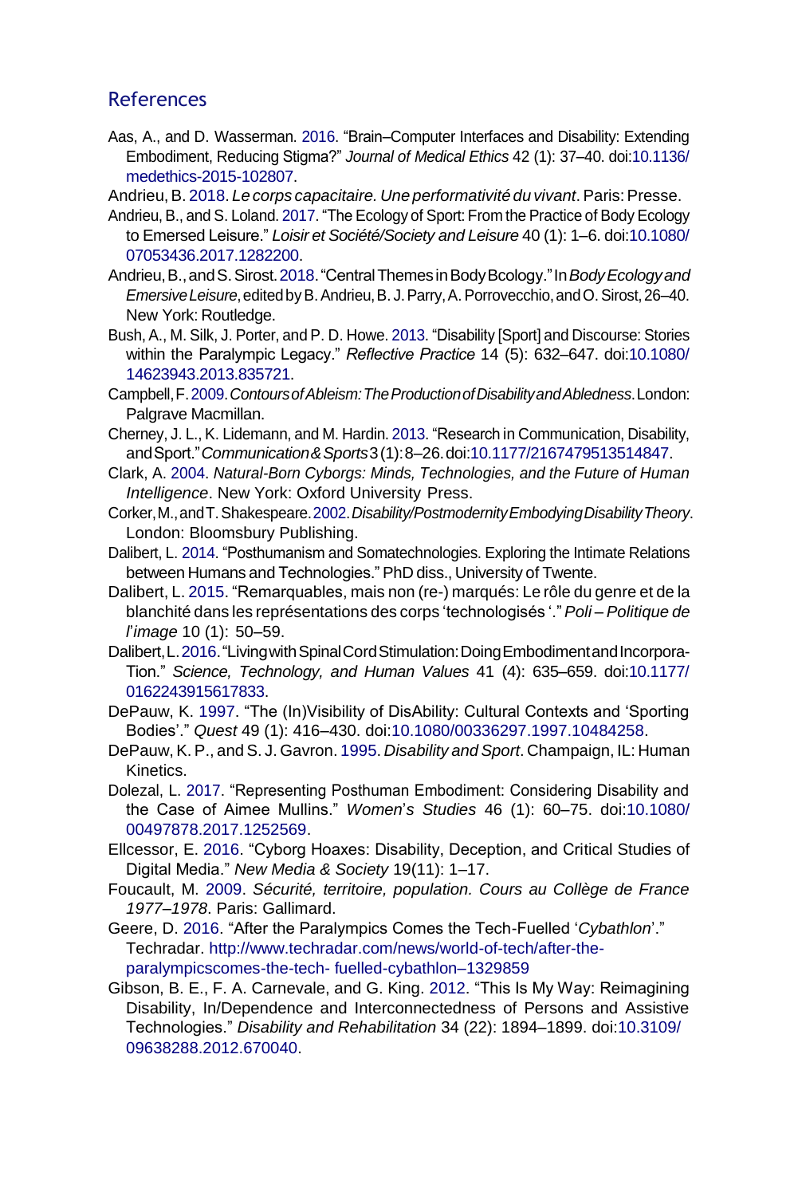## References

Aas, A., and D. Wasserman. 2016. “Brain–Computer Interfaces and Disability: Extending Embodiment, Reducing Stigma?” *Journal of Medical Ethics* 42 (1): 37–40. doi:10.1136/medethics-2015-102807.

Andrieu, B. 2018. *Le corps capacitaire. Une performativité du vivant*. Paris: Presse.

Andrieu, B., and S. Loland. 2017. “The Ecology of Sport: From the Practice of Body Ecology to Emersed Leisure.” *Loisir et Société/Society and Leisure* 40 (1): 1–6. doi:10.1080/07053436.2017.1282200.

Andrieu, B., and S. Sirost. 2018. “Central Themes in Body Bcology.” In *Body Ecology and Emersive Leisure*, edited by B. Andrieu, B. J. Parry, A. Porrovecchio, and O. Sirost, 26–40. New York: Routledge.

Bush, A., M. Silk, J. Porter, and P. D. Howe. 2013. “Disability [Sport] and Discourse: Stories within the Paralympic Legacy.” *Reflective Practice* 14 (5): 632–647. doi:10.1080/14623943.2013.835721.

Campbell, F. 2009. *Contours of Ableism: The Production of Disability and Abledness*. London: Palgrave Macmillan.

Cherney, J. L., K. Lidemann, and M. Hardin. 2013. “Research in Communication, Disability, and Sport.” *Communication & Sports* 3 (1): 8–26. doi:10.1177/2167479513514847.

Clark, A. 2004. *Natural-Born Cyborgs: Minds, Technologies, and the Future of Human Intelligence*. New York: Oxford University Press.

Corker, M., and T. Shakespeare. 2002. *Disability/Postmodernity Embodying Disability Theory*. London: Bloomsbury Publishing.

Dalibert, L. 2014. “Posthumanism and Somatechnologies. Exploring the Intimate Relations between Humans and Technologies.” PhD diss., University of Twente.

Dalibert, L. 2015. “Remarquables, mais non (re-) marqués: Le rôle du genre et de la blanchité dans les représentations des corps ‘technologisés ‘.” *Poli – Politique de l'image* 10 (1): 50–59.

Dalibert, L. 2016. “Living with Spinal Cord Stimulation: Doing Embodiment and Incorpora-Tion.” *Science, Technology, and Human Values* 41 (4): 635–659. doi:10.1177/0162243915617833.

DePauw, K. 1997. “The (In)Visibility of DisAbility: Cultural Contexts and ‘Sporting Bodies’.” *Quest* 49 (1): 416–430. doi:10.1080/00336297.1997.10484258.

DePauw, K. P., and S. J. Gavron. 1995. *Disability and Sport*. Champaign, IL: Human Kinetics.

Dolezal, L. 2017. “Representing Posthuman Embodiment: Considering Disability and the Case of Aimee Mullins.” *Women's Studies* 46 (1): 60–75. doi:10.1080/00497878.2017.1252569.

Ellcessor, E. 2016. “Cyborg Hoaxes: Disability, Deception, and Critical Studies of Digital Media.” *New Media & Society* 19(11): 1–17.

Foucault, M. 2009. *Sécurité, territoire, population. Cours au Collège de France 1977–1978*. Paris: Gallimard.

Geere, D. 2016. “After the Paralympics Comes the Tech-Fuelled ‘*Cybathlon*’.” Techradar. http://www.techradar.com/news/world-of-tech/after-the-paralympicscomes-the-tech- fuelled-cybathlon–1329859

Gibson, B. E., F. A. Carnevale, and G. King. 2012. “This Is My Way: Reimagining Disability, In/Dependence and Interconnectedness of Persons and Assistive Technologies.” *Disability and Rehabilitation* 34 (22): 1894–1899. doi:10.3109/09638288.2012.670040.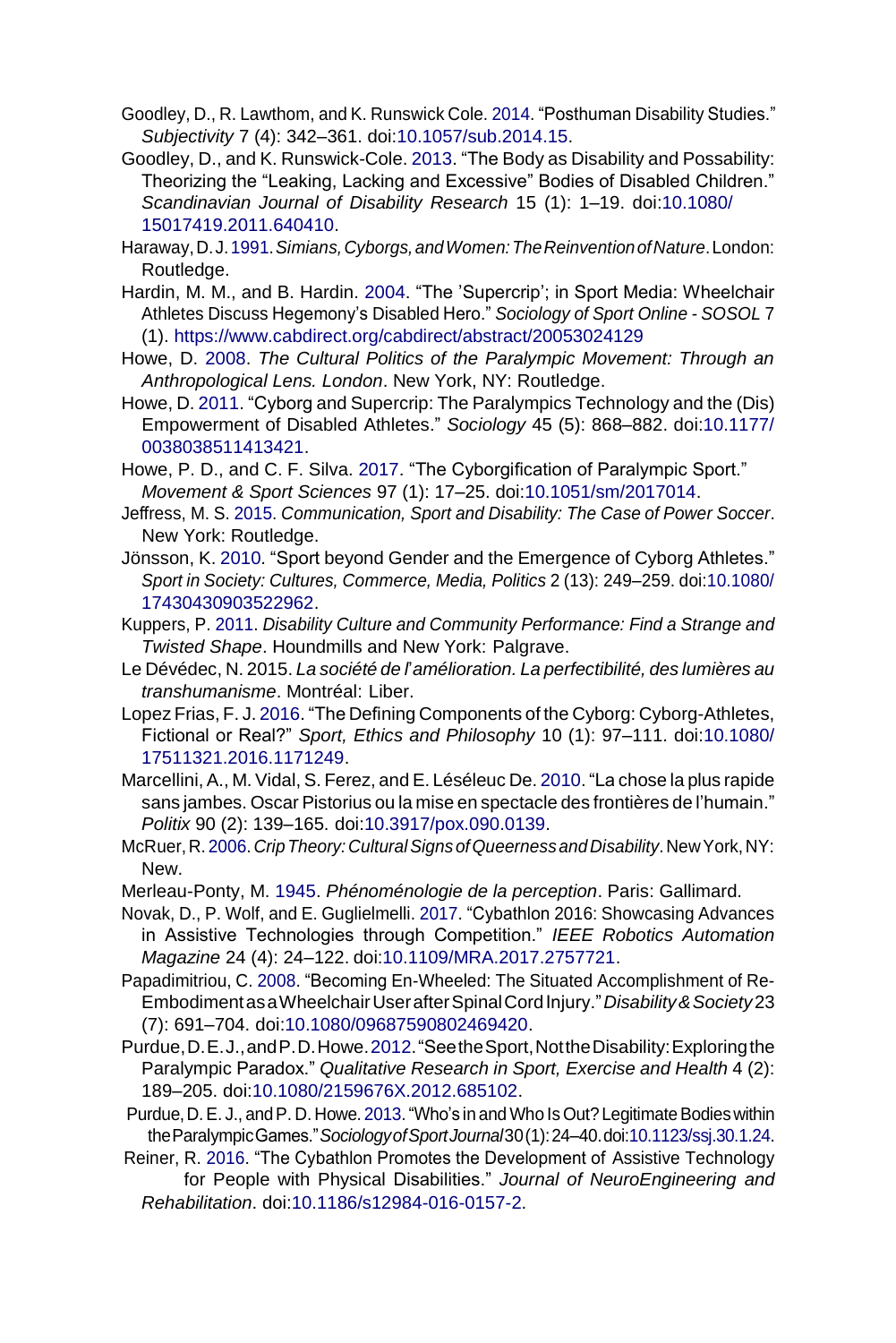Goodley, D., R. Lawthom, and K. Runswick Cole. 2014. "Posthuman Disability Studies." *Subjectivity* 7 (4): 342–361. doi:10.1057/sub.2014.15.

Goodley, D., and K. Runswick-Cole. 2013. "The Body as Disability and Possability: Theorizing the "Leaking, Lacking and Excessive" Bodies of Disabled Children." *Scandinavian Journal of Disability Research* 15 (1): 1–19. doi:10.1080/15017419.2011.640410.

Haraway, D. J. 1991. *Simians, Cyborgs, and Women: The Reinvention of Nature*. London: Routledge.

Hardin, M. M., and B. Hardin. 2004. "The 'Supercrip'; in Sport Media: Wheelchair Athletes Discuss Hegemony's Disabled Hero." *Sociology of Sport Online - SOSOL* 7 (1). https://www.cabdirect.org/cabdirect/abstract/20053024129

Howe, D. 2008. *The Cultural Politics of the Paralympic Movement: Through an Anthropological Lens. London*. New York, NY: Routledge.

Howe, D. 2011. "Cyborg and Supercrip: The Paralympics Technology and the (Dis) Empowerment of Disabled Athletes." *Sociology* 45 (5): 868–882. doi:10.1177/0038038511413421.

Howe, P. D., and C. F. Silva. 2017. "The Cyborgification of Paralympic Sport." *Movement & Sport Sciences* 97 (1): 17–25. doi:10.1051/sm/2017014.

Jeffress, M. S. 2015. *Communication, Sport and Disability: The Case of Power Soccer*. New York: Routledge.

Jönsson, K. 2010. "Sport beyond Gender and the Emergence of Cyborg Athletes." *Sport in Society: Cultures, Commerce, Media, Politics* 2 (13): 249–259. doi:10.1080/17430430903522962.

Kuppers, P. 2011. *Disability Culture and Community Performance: Find a Strange and Twisted Shape*. Houndmills and New York: Palgrave.

Le Dévédec, N. 2015. *La société de l'amélioration. La perfectibilité, des lumières au transhumanisme*. Montréal: Liber.

Lopez Frias, F. J. 2016. "The Defining Components of the Cyborg: Cyborg-Athletes, Fictional or Real?" *Sport, Ethics and Philosophy* 10 (1): 97–111. doi:10.1080/17511321.2016.1171249.

Marcellini, A., M. Vidal, S. Ferez, and E. Léséleuc De. 2010. "La chose la plus rapide sans jambes. Oscar Pistorius ou la mise en spectacle des frontières de l'humain." *Politix* 90 (2): 139–165. doi:10.3917/pox.090.0139.

McRuer, R. 2006. *Crip Theory: Cultural Signs of Queerness and Disability*. New York, NY: New.

Merleau-Ponty, M. 1945. *Phénoménologie de la perception*. Paris: Gallimard.

Novak, D., P. Wolf, and E. Guglielmelli. 2017. "Cybathlon 2016: Showcasing Advances in Assistive Technologies through Competition." *IEEE Robotics Automation Magazine* 24 (4): 24–122. doi:10.1109/MRA.2017.2757721.

Papadimitriou, C. 2008. "Becoming En-Wheeled: The Situated Accomplishment of Re-Embodiment as a Wheelchair User after Spinal Cord Injury." *Disability & Society* 23 (7): 691–704. doi:10.1080/09687590802469420.

Purdue, D. E. J., and P. D. Howe. 2012. "See the Sport, Not the Disability: Exploring the Paralympic Paradox." *Qualitative Research in Sport, Exercise and Health* 4 (2): 189–205. doi:10.1080/2159676X.2012.685102.

Purdue, D. E. J., and P. D. Howe. 2013. "Who's in and Who Is Out? Legitimate Bodies within the Paralympic Games." *Sociology of Sport Journal* 30 (1): 24–40. doi:10.1123/ssj.30.1.24.

Reiner, R. 2016. "The Cybathlon Promotes the Development of Assistive Technology for People with Physical Disabilities." *Journal of NeuroEngineering and Rehabilitation*. doi:10.1186/s12984-016-0157-2.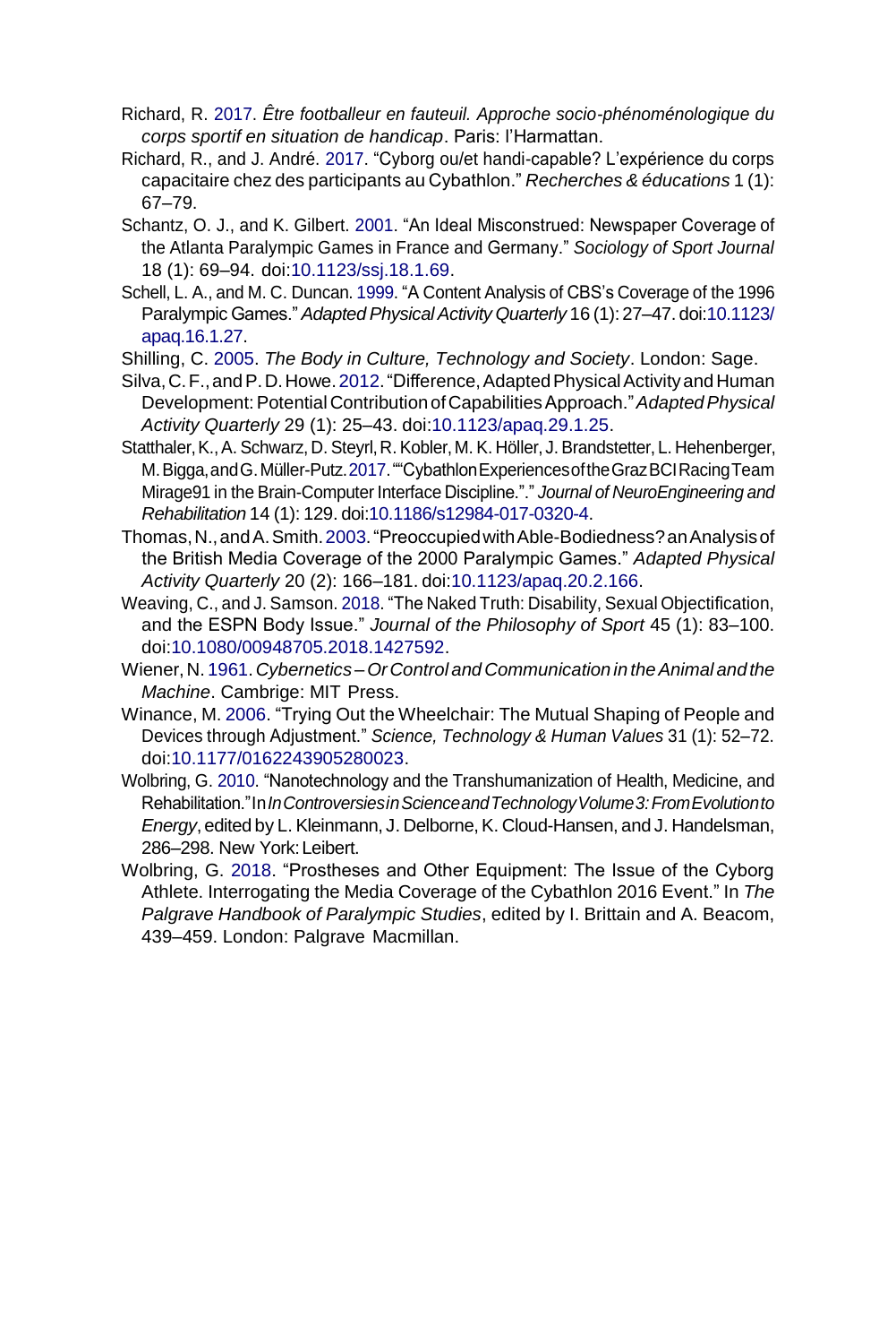Richard, R. 2017. *Être footballeur en fauteuil. Approche socio-phénoménologique du corps sportif en situation de handicap*. Paris: l'Harmattan.

Richard, R., and J. André. 2017. "Cyborg ou/et handi-capable? L'expérience du corps capacitaire chez des participants au Cybathlon." *Recherches & éducations* 1 (1): 67–79.

Schantz, O. J., and K. Gilbert. 2001. "An Ideal Misconstrued: Newspaper Coverage of the Atlanta Paralympic Games in France and Germany." *Sociology of Sport Journal* 18 (1): 69–94. doi:10.1123/ssj.18.1.69.

Schell, L. A., and M. C. Duncan. 1999. "A Content Analysis of CBS's Coverage of the 1996 Paralympic Games." *Adapted Physical Activity Quarterly* 16 (1): 27–47. doi:10.1123/apaq.16.1.27.

Shilling, C. 2005. *The Body in Culture, Technology and Society*. London: Sage.

Silva, C. F., and P. D. Howe. 2012. "Difference, Adapted Physical Activity and Human Development: Potential Contribution of Capabilities Approach." *Adapted Physical Activity Quarterly* 29 (1): 25–43. doi:10.1123/apaq.29.1.25.

Statthaler, K., A. Schwarz, D. Steyrl, R. Kobler, M. K. Höller, J. Brandstetter, L. Hehenberger, M. Bigga, and G. Müller-Putz. 2017. ""Cybathlon Experiences of the Graz BCI Racing Team Mirage91 in the Brain-Computer Interface Discipline."." *Journal of NeuroEngineering and Rehabilitation* 14 (1): 129. doi:10.1186/s12984-017-0320-4.

Thomas, N., and A. Smith. 2003. "Preoccupied with Able-Bodiedness? an Analysis of the British Media Coverage of the 2000 Paralympic Games." *Adapted Physical Activity Quarterly* 20 (2): 166–181. doi:10.1123/apaq.20.2.166.

Weaving, C., and J. Samson. 2018. "The Naked Truth: Disability, Sexual Objectification, and the ESPN Body Issue." *Journal of the Philosophy of Sport* 45 (1): 83–100. doi:10.1080/00948705.2018.1427592.

Wiener, N. 1961. *Cybernetics – Or Control and Communication in the Animal and the Machine*. Cambrige: MIT Press.

Winance, M. 2006. "Trying Out the Wheelchair: The Mutual Shaping of People and Devices through Adjustment." *Science, Technology & Human Values* 31 (1): 52–72. doi:10.1177/0162243905280023.

Wolbring, G. 2010. "Nanotechnology and the Transhumanization of Health, Medicine, and Rehabilitation." In *In Controversies in Science and Technology Volume 3: From Evolution to Energy*, edited by L. Kleinmann, J. Delborne, K. Cloud-Hansen, and J. Handelsman, 286–298. New York: Leibert.

Wolbring, G. 2018. "Prostheses and Other Equipment: The Issue of the Cyborg Athlete. Interrogating the Media Coverage of the Cybathlon 2016 Event." In *The Palgrave Handbook of Paralympic Studies*, edited by I. Brittain and A. Beacom, 439–459. London: Palgrave Macmillan.